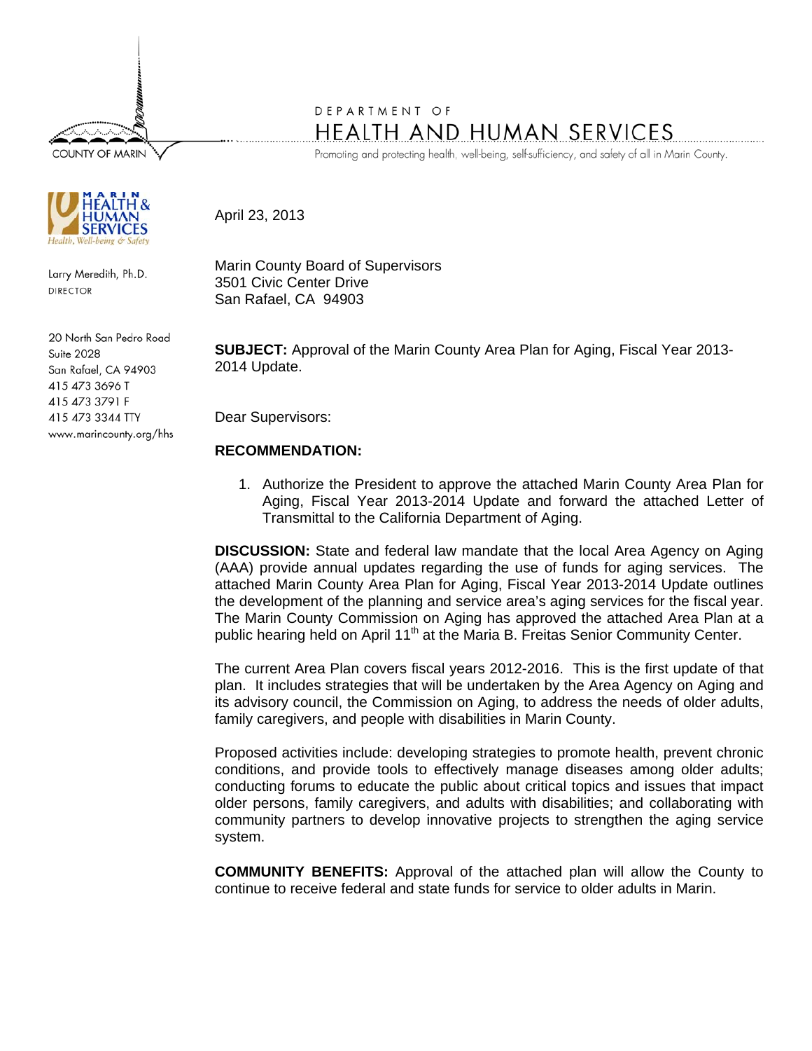COUNTY OF MARIN

DEPARTMENT OF

# HEALTH AND HUMAN SERVICES

Promoting and protecting health, well-being, self-sufficiency, and safety of all in Marin County.

MARIN HEALTH & HUMAN SERVICES
*Health, Well-being & Safety*

Larry Meredith, Ph.D.
DIRECTOR

20 North San Pedro Road
Suite 2028
San Rafael, CA 94903
415 473 3696 T
415 473 3791 F
415 473 3344 TTY
www.marincounty.org/hhs

April 23, 2013

Marin County Board of Supervisors
3501 Civic Center Drive
San Rafael, CA 94903

**SUBJECT:** Approval of the Marin County Area Plan for Aging, Fiscal Year 2013-2014 Update.

Dear Supervisors:

**RECOMMENDATION:**

1. Authorize the President to approve the attached Marin County Area Plan for Aging, Fiscal Year 2013-2014 Update and forward the attached Letter of Transmittal to the California Department of Aging.

**DISCUSSION:** State and federal law mandate that the local Area Agency on Aging (AAA) provide annual updates regarding the use of funds for aging services. The attached Marin County Area Plan for Aging, Fiscal Year 2013-2014 Update outlines the development of the planning and service area's aging services for the fiscal year. The Marin County Commission on Aging has approved the attached Area Plan at a public hearing held on April 11th at the Maria B. Freitas Senior Community Center.

The current Area Plan covers fiscal years 2012-2016. This is the first update of that plan. It includes strategies that will be undertaken by the Area Agency on Aging and its advisory council, the Commission on Aging, to address the needs of older adults, family caregivers, and people with disabilities in Marin County.

Proposed activities include: developing strategies to promote health, prevent chronic conditions, and provide tools to effectively manage diseases among older adults; conducting forums to educate the public about critical topics and issues that impact older persons, family caregivers, and adults with disabilities; and collaborating with community partners to develop innovative projects to strengthen the aging service system.

**COMMUNITY BENEFITS:** Approval of the attached plan will allow the County to continue to receive federal and state funds for service to older adults in Marin.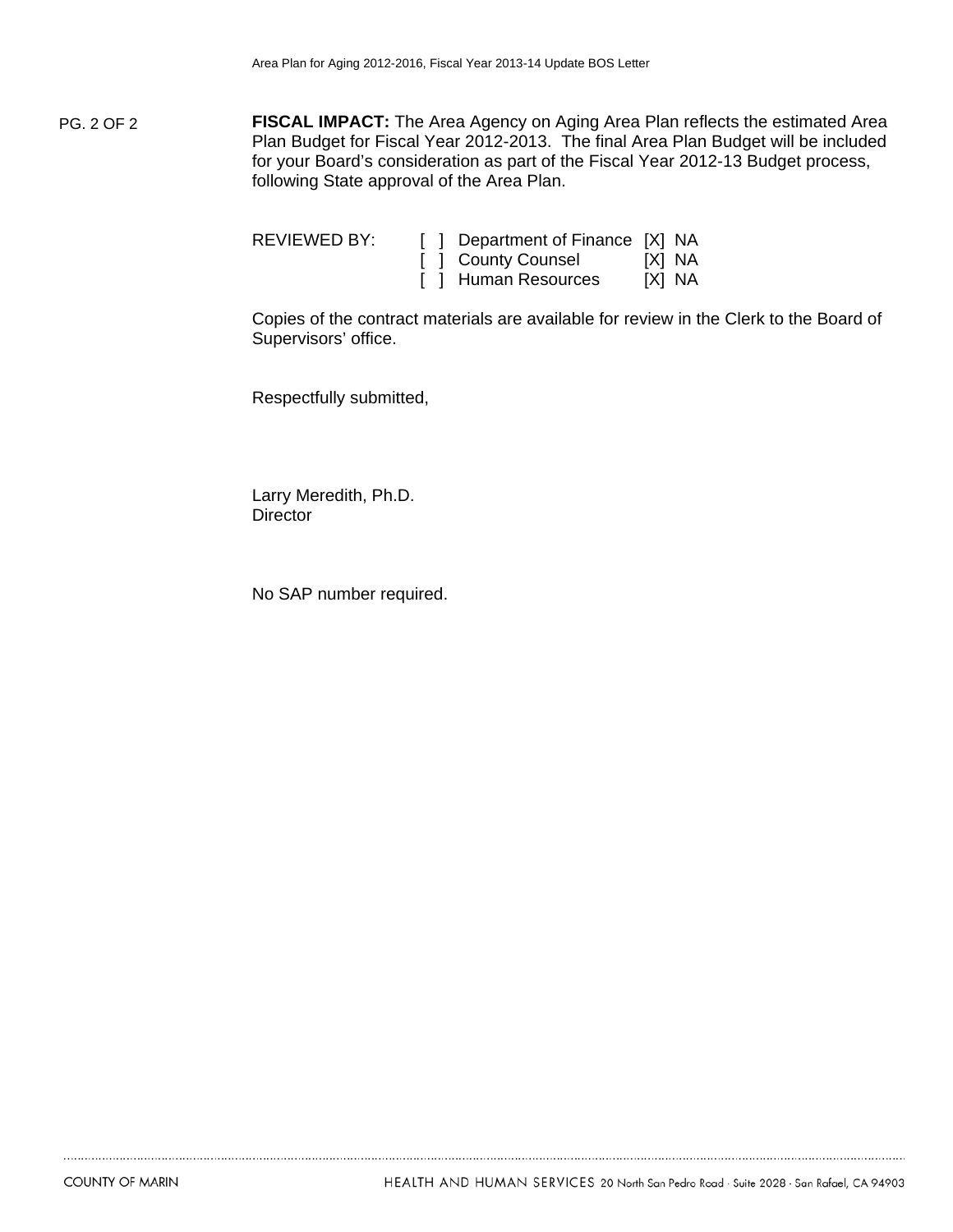**FISCAL IMPACT:** The Area Agency on Aging Area Plan reflects the estimated Area Plan Budget for Fiscal Year 2012-2013. The final Area Plan Budget will be included for your Board's consideration as part of the Fiscal Year 2012-13 Budget process, following State approval of the Area Plan.

| | | |
|---|---|---|
| REVIEWED BY: | [ ] Department of Finance | [X] NA |
| | [ ] County Counsel | [X] NA |
| | [ ] Human Resources | [X] NA |

Copies of the contract materials are available for review in the Clerk to the Board of Supervisors' office.

Respectfully submitted,

Larry Meredith, Ph.D.
Director

No SAP number required.